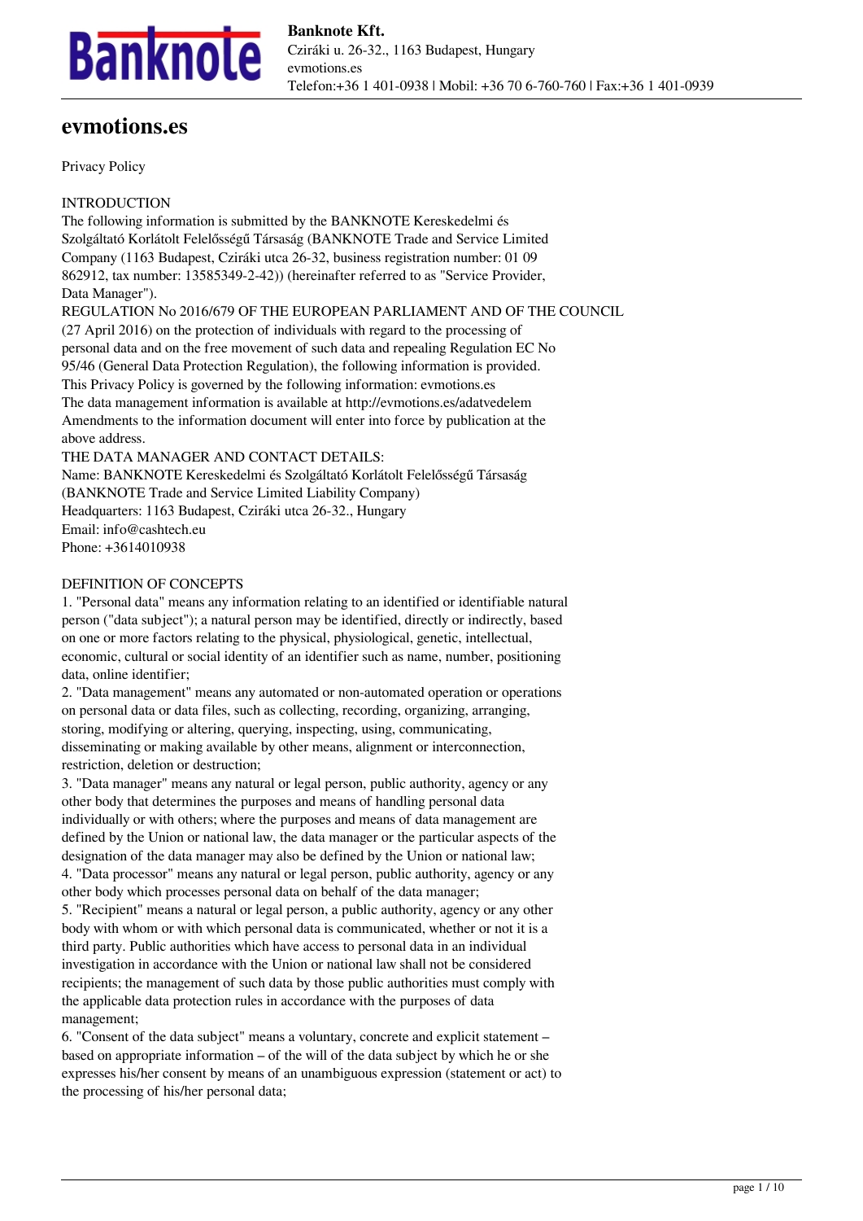# evmotions.es

Privacy Policy

INTRODUCTION

The following information is submitted by the BANKNOTE Kereskedelmi és Szolgáltató Korlátolt Felelősségű Társaság (BANKNOTE Trade and Service Limited Company (1163 Budapest, Cziráki utca 26-32, business registration number: 01 09 862912, tax number: 13585349-2-42)) (hereinafter referred to as "Service Provider, Data Manager").

REGULATION No 2016/679 OF THE EUROPEAN PARLIAMENT AND OF THE COUNCIL (27 April 2016) on the protection of individuals with regard to the processing of personal data and on the free movement of such data and repealing Regulation EC No 95/46 (General Data Protection Regulation), the following information is provided.

This Privacy Policy is governed by the following information: evmotions.es

The data management information is available at http://evmotions.es/adatvedelem

Amendments to the information document will enter into force by publication at the above address.

THE DATA MANAGER AND CONTACT DETAILS:

Name: BANKNOTE Kereskedelmi és Szolgáltató Korlátolt Felelősségű Társaság (BANKNOTE Trade and Service Limited Liability Company)

Headquarters: 1163 Budapest, Cziráki utca 26-32., Hungary

Email: info@cashtech.eu

Phone: +3614010938

DEFINITION OF CONCEPTS

1. "Personal data" means any information relating to an identified or identifiable natural person ("data subject"); a natural person may be identified, directly or indirectly, based on one or more factors relating to the physical, physiological, genetic, intellectual, economic, cultural or social identity of an identifier such as name, number, positioning data, online identifier;
2. "Data management" means any automated or non-automated operation or operations on personal data or data files, such as collecting, recording, organizing, arranging, storing, modifying or altering, querying, inspecting, using, communicating, disseminating or making available by other means, alignment or interconnection, restriction, deletion or destruction;
3. "Data manager" means any natural or legal person, public authority, agency or any other body that determines the purposes and means of handling personal data individually or with others; where the purposes and means of data management are defined by the Union or national law, the data manager or the particular aspects of the designation of the data manager may also be defined by the Union or national law;
4. "Data processor" means any natural or legal person, public authority, agency or any other body which processes personal data on behalf of the data manager;
5. "Recipient" means a natural or legal person, a public authority, agency or any other body with whom or with which personal data is communicated, whether or not it is a third party. Public authorities which have access to personal data in an individual investigation in accordance with the Union or national law shall not be considered recipients; the management of such data by those public authorities must comply with the applicable data protection rules in accordance with the purposes of data management;
6. "Consent of the data subject" means a voluntary, concrete and explicit statement – based on appropriate information – of the will of the data subject by which he or she expresses his/her consent by means of an unambiguous expression (statement or act) to the processing of his/her personal data;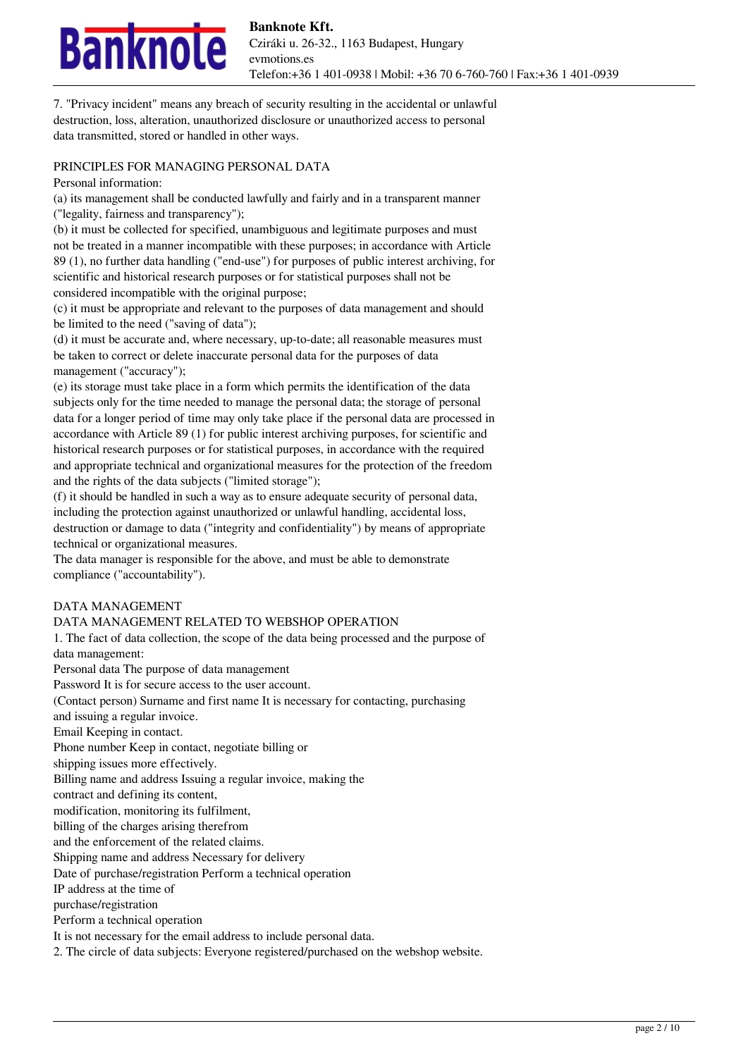7. "Privacy incident" means any breach of security resulting in the accidental or unlawful destruction, loss, alteration, unauthorized disclosure or unauthorized access to personal data transmitted, stored or handled in other ways.

## PRINCIPLES FOR MANAGING PERSONAL DATA

Personal information:

(a) its management shall be conducted lawfully and fairly and in a transparent manner ("legality, fairness and transparency");

(b) it must be collected for specified, unambiguous and legitimate purposes and must not be treated in a manner incompatible with these purposes; in accordance with Article 89 (1), no further data handling ("end-use") for purposes of public interest archiving, for scientific and historical research purposes or for statistical purposes shall not be considered incompatible with the original purpose;

(c) it must be appropriate and relevant to the purposes of data management and should be limited to the need ("saving of data");

(d) it must be accurate and, where necessary, up-to-date; all reasonable measures must be taken to correct or delete inaccurate personal data for the purposes of data management ("accuracy");

(e) its storage must take place in a form which permits the identification of the data subjects only for the time needed to manage the personal data; the storage of personal data for a longer period of time may only take place if the personal data are processed in accordance with Article 89 (1) for public interest archiving purposes, for scientific and historical research purposes or for statistical purposes, in accordance with the required and appropriate technical and organizational measures for the protection of the freedom and the rights of the data subjects ("limited storage");

(f) it should be handled in such a way as to ensure adequate security of personal data, including the protection against unauthorized or unlawful handling, accidental loss, destruction or damage to data ("integrity and confidentiality") by means of appropriate technical or organizational measures.

The data manager is responsible for the above, and must be able to demonstrate compliance ("accountability").

## DATA MANAGEMENT

### DATA MANAGEMENT RELATED TO WEBSHOP OPERATION

1. The fact of data collection, the scope of the data being processed and the purpose of data management:

| Personal data | The purpose of data management |
| --- | --- |
| Password | It is for secure access to the user account. |
| (Contact person) Surname and first name | It is necessary for contacting, purchasing and issuing a regular invoice. |
| Email | Keeping in contact. |
| Phone number | Keep in contact, negotiate billing or shipping issues more effectively. |
| Billing name and address | Issuing a regular invoice, making the contract and defining its content, modification, monitoring its fulfilment, billing of the charges arising therefrom and the enforcement of the related claims. |
| Shipping name and address | Necessary for delivery |
| Date of purchase/registration | Perform a technical operation |
| IP address at the time of purchase/registration | Perform a technical operation |

It is not necessary for the email address to include personal data.

2. The circle of data subjects: Everyone registered/purchased on the webshop website.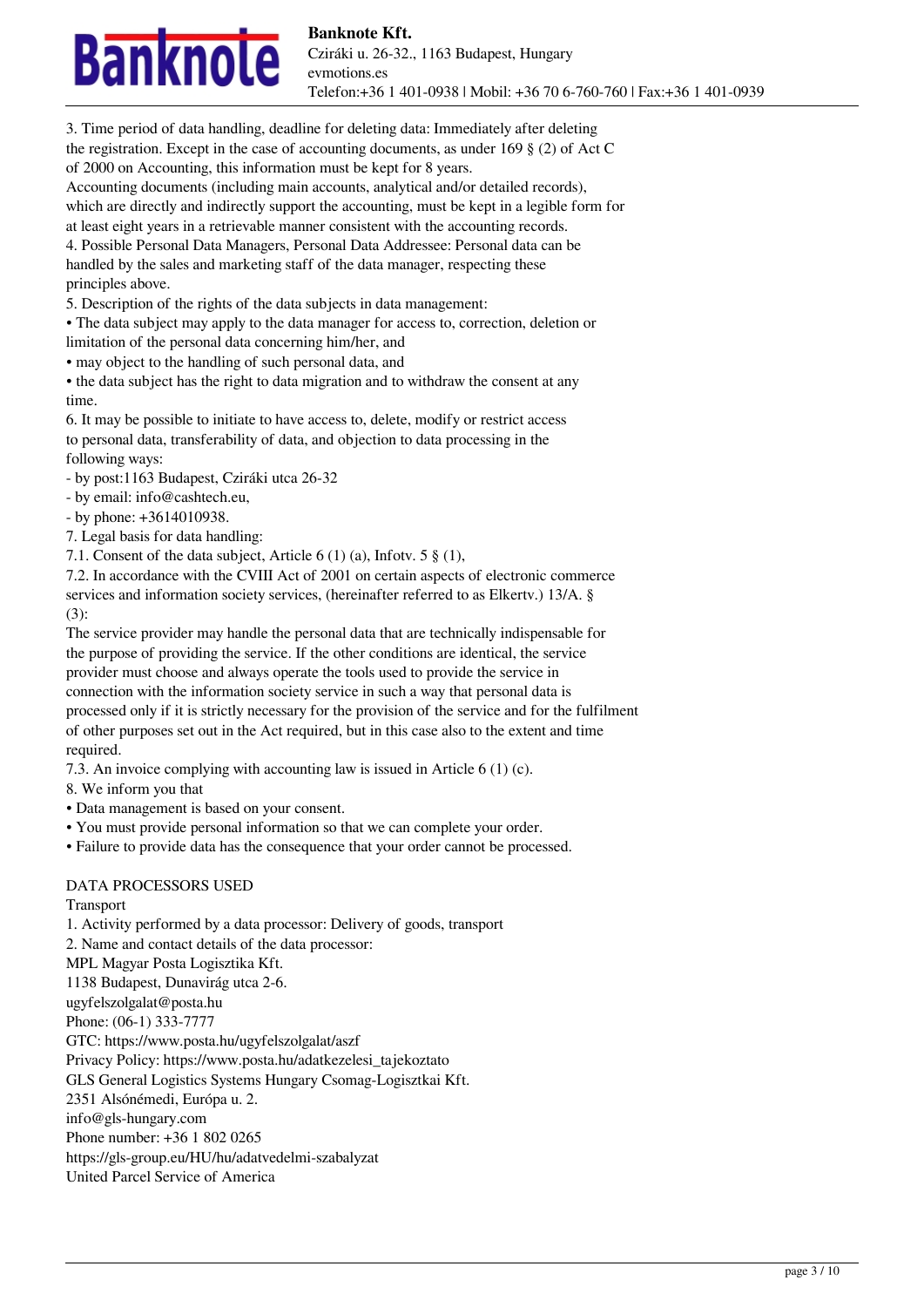3. Time period of data handling, deadline for deleting data: Immediately after deleting the registration. Except in the case of accounting documents, as under 169 § (2) of Act C of 2000 on Accounting, this information must be kept for 8 years.
Accounting documents (including main accounts, analytical and/or detailed records), which are directly and indirectly support the accounting, must be kept in a legible form for at least eight years in a retrievable manner consistent with the accounting records.
4. Possible Personal Data Managers, Personal Data Addressee: Personal data can be handled by the sales and marketing staff of the data manager, respecting these principles above.
5. Description of the rights of the data subjects in data management:
• The data subject may apply to the data manager for access to, correction, deletion or limitation of the personal data concerning him/her, and
• may object to the handling of such personal data, and
• the data subject has the right to data migration and to withdraw the consent at any time.
6. It may be possible to initiate to have access to, delete, modify or restrict access to personal data, transferability of data, and objection to data processing in the following ways:
- by post:1163 Budapest, Cziráki utca 26-32
- by email: info@cashtech.eu,
- by phone: +3614010938.
7. Legal basis for data handling:
7.1. Consent of the data subject, Article 6 (1) (a), Infotv. 5 § (1),
7.2. In accordance with the CVIII Act of 2001 on certain aspects of electronic commerce services and information society services, (hereinafter referred to as Elkertv.) 13/A. § (3):
The service provider may handle the personal data that are technically indispensable for the purpose of providing the service. If the other conditions are identical, the service provider must choose and always operate the tools used to provide the service in connection with the information society service in such a way that personal data is processed only if it is strictly necessary for the provision of the service and for the fulfilment of other purposes set out in the Act required, but in this case also to the extent and time required.
7.3. An invoice complying with accounting law is issued in Article 6 (1) (c).
8. We inform you that
• Data management is based on your consent.
• You must provide personal information so that we can complete your order.
• Failure to provide data has the consequence that your order cannot be processed.

DATA PROCESSORS USED

Transport
1. Activity performed by a data processor: Delivery of goods, transport
2. Name and contact details of the data processor:
MPL Magyar Posta Logisztika Kft.
1138 Budapest, Dunavirág utca 2-6.
ugyfelszolgalat@posta.hu
Phone: (06-1) 333-7777
GTC: https://www.posta.hu/ugyfelszolgalat/aszf
Privacy Policy: https://www.posta.hu/adatkezelesi_tajekoztato
GLS General Logistics Systems Hungary Csomag-Logisztkai Kft.
2351 Alsónémedi, Európa u. 2.
info@gls-hungary.com
Phone number: +36 1 802 0265
https://gls-group.eu/HU/hu/adatvedelmi-szabalyzat
United Parcel Service of America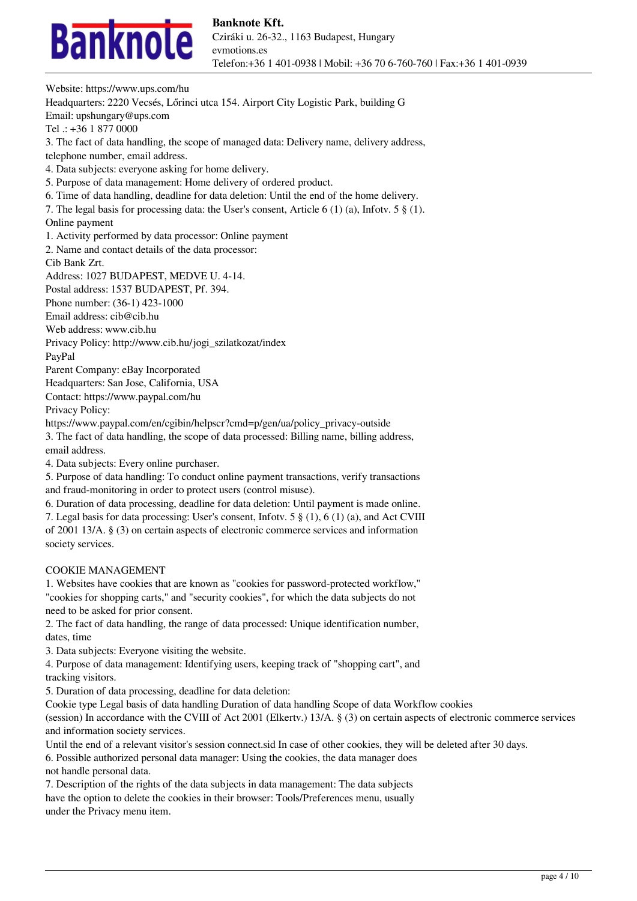Website: https://www.ups.com/hu
Headquarters: 2220 Vecsés, Lőrinci utca 154. Airport City Logistic Park, building G
Email: upshungary@ups.com
Tel .: +36 1 877 0000

3. The fact of data handling, the scope of managed data: Delivery name, delivery address, telephone number, email address.
4. Data subjects: everyone asking for home delivery.
5. Purpose of data management: Home delivery of ordered product.
6. Time of data handling, deadline for data deletion: Until the end of the home delivery.
7. The legal basis for processing data: the User's consent, Article 6 (1) (a), Infotv. 5 § (1).

Online payment

1. Activity performed by data processor: Online payment
2. Name and contact details of the data processor:

Cib Bank Zrt.
Address: 1027 BUDAPEST, MEDVE U. 4-14.
Postal address: 1537 BUDAPEST, Pf. 394.
Phone number: (36-1) 423-1000
Email address: cib@cib.hu
Web address: www.cib.hu
Privacy Policy: http://www.cib.hu/jogi_szilatkozat/index

PayPal
Parent Company: eBay Incorporated
Headquarters: San Jose, California, USA
Contact: https://www.paypal.com/hu
Privacy Policy:
https://www.paypal.com/en/cgibin/helpscr?cmd=p/gen/ua/policy_privacy-outside

3. The fact of data handling, the scope of data processed: Billing name, billing address, email address.
4. Data subjects: Every online purchaser.
5. Purpose of data handling: To conduct online payment transactions, verify transactions and fraud-monitoring in order to protect users (control misuse).
6. Duration of data processing, deadline for data deletion: Until payment is made online.
7. Legal basis for data processing: User's consent, Infotv. 5 § (1), 6 (1) (a), and Act CVIII of 2001 13/A. § (3) on certain aspects of electronic commerce services and information society services.

COOKIE MANAGEMENT

1. Websites have cookies that are known as "cookies for password-protected workflow," "cookies for shopping carts," and "security cookies", for which the data subjects do not need to be asked for prior consent.
2. The fact of data handling, the range of data processed: Unique identification number, dates, time
3. Data subjects: Everyone visiting the website.
4. Purpose of data management: Identifying users, keeping track of "shopping cart", and tracking visitors.
5. Duration of data processing, deadline for data deletion:

Cookie type Legal basis of data handling Duration of data handling Scope of data Workflow cookies (session) In accordance with the CVIII of Act 2001 (Elkertv.) 13/A. § (3) on certain aspects of electronic commerce services and information society services.

Until the end of a relevant visitor's session connect.sid In case of other cookies, they will be deleted after 30 days.

6. Possible authorized personal data manager: Using the cookies, the data manager does not handle personal data.
7. Description of the rights of the data subjects in data management: The data subjects have the option to delete the cookies in their browser: Tools/Preferences menu, usually under the Privacy menu item.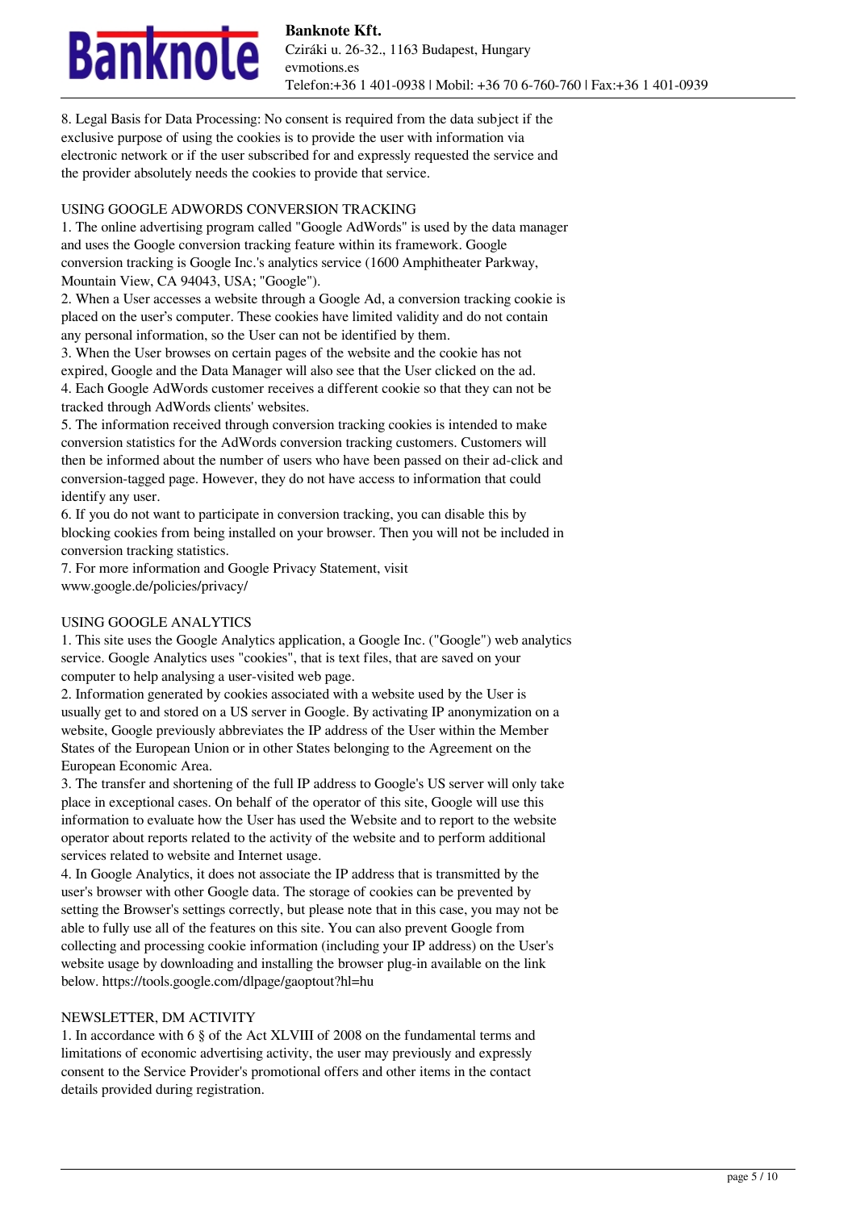8. Legal Basis for Data Processing: No consent is required from the data subject if the exclusive purpose of using the cookies is to provide the user with information via electronic network or if the user subscribed for and expressly requested the service and the provider absolutely needs the cookies to provide that service.

## USING GOOGLE ADWORDS CONVERSION TRACKING

1. The online advertising program called "Google AdWords" is used by the data manager and uses the Google conversion tracking feature within its framework. Google conversion tracking is Google Inc.'s analytics service (1600 Amphitheater Parkway, Mountain View, CA 94043, USA; "Google").
2. When a User accesses a website through a Google Ad, a conversion tracking cookie is placed on the user's computer. These cookies have limited validity and do not contain any personal information, so the User can not be identified by them.
3. When the User browses on certain pages of the website and the cookie has not expired, Google and the Data Manager will also see that the User clicked on the ad.
4. Each Google AdWords customer receives a different cookie so that they can not be tracked through AdWords clients' websites.
5. The information received through conversion tracking cookies is intended to make conversion statistics for the AdWords conversion tracking customers. Customers will then be informed about the number of users who have been passed on their ad-click and conversion-tagged page. However, they do not have access to information that could identify any user.
6. If you do not want to participate in conversion tracking, you can disable this by blocking cookies from being installed on your browser. Then you will not be included in conversion tracking statistics.
7. For more information and Google Privacy Statement, visit www.google.de/policies/privacy/

## USING GOOGLE ANALYTICS

1. This site uses the Google Analytics application, a Google Inc. ("Google") web analytics service. Google Analytics uses "cookies", that is text files, that are saved on your computer to help analysing a user-visited web page.
2. Information generated by cookies associated with a website used by the User is usually get to and stored on a US server in Google. By activating IP anonymization on a website, Google previously abbreviates the IP address of the User within the Member States of the European Union or in other States belonging to the Agreement on the European Economic Area.
3. The transfer and shortening of the full IP address to Google's US server will only take place in exceptional cases. On behalf of the operator of this site, Google will use this information to evaluate how the User has used the Website and to report to the website operator about reports related to the activity of the website and to perform additional services related to website and Internet usage.
4. In Google Analytics, it does not associate the IP address that is transmitted by the user's browser with other Google data. The storage of cookies can be prevented by setting the Browser's settings correctly, but please note that in this case, you may not be able to fully use all of the features on this site. You can also prevent Google from collecting and processing cookie information (including your IP address) on the User's website usage by downloading and installing the browser plug-in available on the link below. https://tools.google.com/dlpage/gaoptout?hl=hu

## NEWSLETTER, DM ACTIVITY

1. In accordance with 6 § of the Act XLVIII of 2008 on the fundamental terms and limitations of economic advertising activity, the user may previously and expressly consent to the Service Provider's promotional offers and other items in the contact details provided during registration.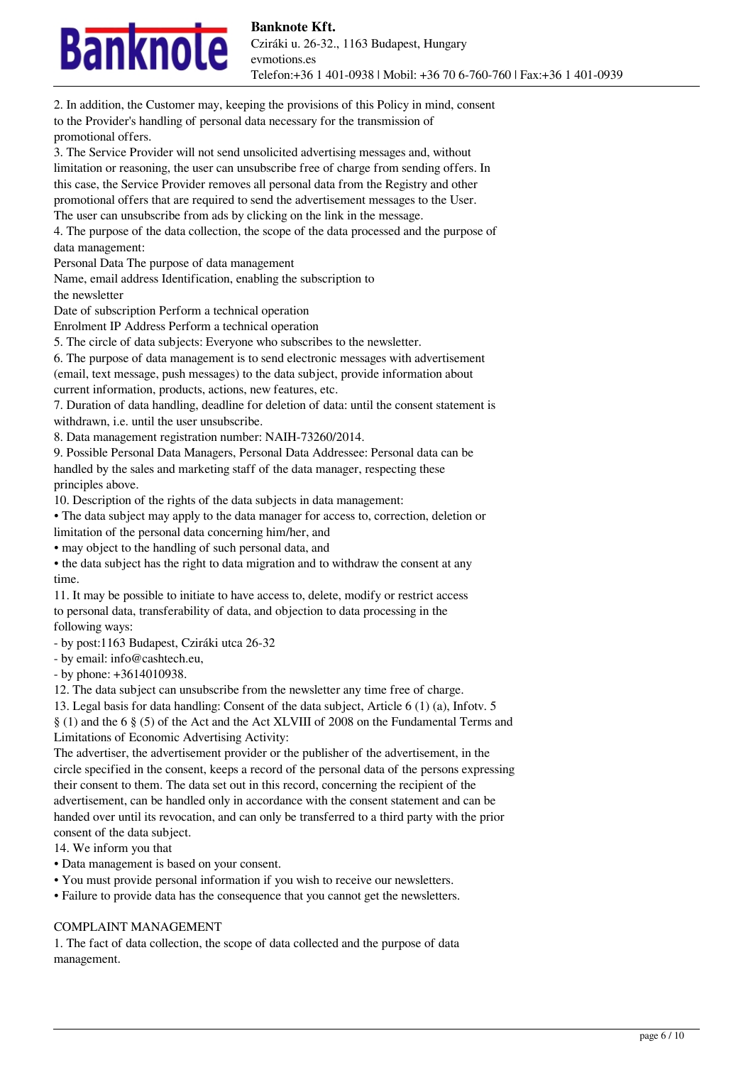2. In addition, the Customer may, keeping the provisions of this Policy in mind, consent to the Provider's handling of personal data necessary for the transmission of promotional offers.

3. The Service Provider will not send unsolicited advertising messages and, without limitation or reasoning, the user can unsubscribe free of charge from sending offers. In this case, the Service Provider removes all personal data from the Registry and other promotional offers that are required to send the advertisement messages to the User. The user can unsubscribe from ads by clicking on the link in the message.

4. The purpose of the data collection, the scope of the data processed and the purpose of data management:

| Personal Data | The purpose of data management |
|---|---|
| Name, email address | Identification, enabling the subscription to the newsletter |
| Date of subscription | Perform a technical operation |
| Enrolment IP Address | Perform a technical operation |

5. The circle of data subjects: Everyone who subscribes to the newsletter.

6. The purpose of data management is to send electronic messages with advertisement (email, text message, push messages) to the data subject, provide information about current information, products, actions, new features, etc.

7. Duration of data handling, deadline for deletion of data: until the consent statement is withdrawn, i.e. until the user unsubscribe.

8. Data management registration number: NAIH-73260/2014.

9. Possible Personal Data Managers, Personal Data Addressee: Personal data can be handled by the sales and marketing staff of the data manager, respecting these principles above.

10. Description of the rights of the data subjects in data management:

- The data subject may apply to the data manager for access to, correction, deletion or limitation of the personal data concerning him/her, and
- may object to the handling of such personal data, and
- the data subject has the right to data migration and to withdraw the consent at any time.

11. It may be possible to initiate to have access to, delete, modify or restrict access to personal data, transferability of data, and objection to data processing in the following ways:

- by post:1163 Budapest, Cziráki utca 26-32
- by email: info@cashtech.eu,
- by phone: +3614010938.

12. The data subject can unsubscribe from the newsletter any time free of charge.

13. Legal basis for data handling: Consent of the data subject, Article 6 (1) (a), Infotv. 5 § (1) and the 6 § (5) of the Act and the Act XLVIII of 2008 on the Fundamental Terms and Limitations of Economic Advertising Activity:

The advertiser, the advertisement provider or the publisher of the advertisement, in the circle specified in the consent, keeps a record of the personal data of the persons expressing their consent to them. The data set out in this record, concerning the recipient of the advertisement, can be handled only in accordance with the consent statement and can be handed over until its revocation, and can only be transferred to a third party with the prior consent of the data subject.

14. We inform you that

- Data management is based on your consent.
- You must provide personal information if you wish to receive our newsletters.
- Failure to provide data has the consequence that you cannot get the newsletters.

## COMPLAINT MANAGEMENT

1. The fact of data collection, the scope of data collected and the purpose of data management.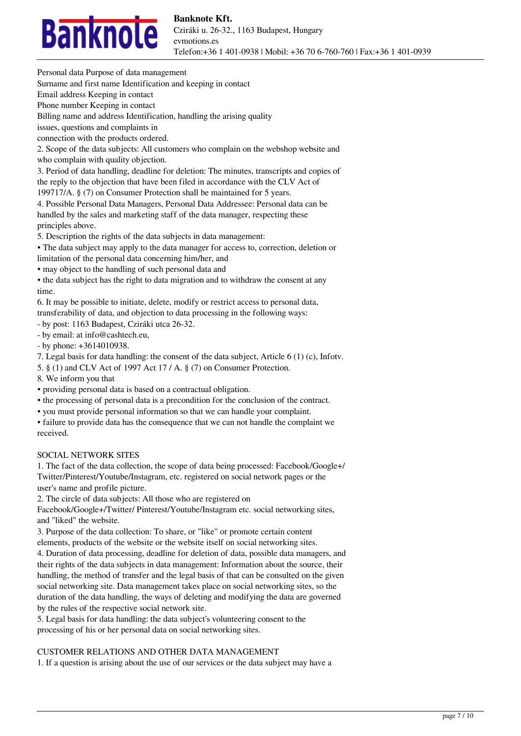Personal data Purpose of data management
Surname and first name Identification and keeping in contact
Email address Keeping in contact
Phone number Keeping in contact
Billing name and address Identification, handling the arising quality issues, questions and complaints in connection with the products ordered.

2. Scope of the data subjects: All customers who complain on the webshop website and who complain with quality objection.
3. Period of data handling, deadline for deletion: The minutes, transcripts and copies of the reply to the objection that have been filed in accordance with the CLV Act of 199717/A. § (7) on Consumer Protection shall be maintained for 5 years.
4. Possible Personal Data Managers, Personal Data Addressee: Personal data can be handled by the sales and marketing staff of the data manager, respecting these principles above.
5. Description the rights of the data subjects in data management:

- The data subject may apply to the data manager for access to, correction, deletion or limitation of the personal data concerning him/her, and
- may object to the handling of such personal data and
- the data subject has the right to data migration and to withdraw the consent at any time.

6. It may be possible to initiate, delete, modify or restrict access to personal data, transferability of data, and objection to data processing in the following ways:

- by post: 1163 Budapest, Cziráki utca 26-32.
- by email: at info@cashtech.eu,
- by phone: +3614010938.

7. Legal basis for data handling: the consent of the data subject, Article 6 (1) (c), Infotv. 5. § (1) and CLV Act of 1997 Act 17 / A. § (7) on Consumer Protection.
8. We inform you that

- providing personal data is based on a contractual obligation.
- the processing of personal data is a precondition for the conclusion of the contract.
- you must provide personal information so that we can handle your complaint.
- failure to provide data has the consequence that we can not handle the complaint we received.

SOCIAL NETWORK SITES

1. The fact of the data collection, the scope of data being processed: Facebook/Google+/Twitter/Pinterest/Youtube/Instagram, etc. registered on social network pages or the user's name and profile picture.
2. The circle of data subjects: All those who are registered on Facebook/Google+/Twitter/ Pinterest/Youtube/Instagram etc. social networking sites, and "liked" the website.
3. Purpose of the data collection: To share, or "like" or promote certain content elements, products of the website or the website itself on social networking sites.
4. Duration of data processing, deadline for deletion of data, possible data managers, and their rights of the data subjects in data management: Information about the source, their handling, the method of transfer and the legal basis of that can be consulted on the given social networking site. Data management takes place on social networking sites, so the duration of the data handling, the ways of deleting and modifying the data are governed by the rules of the respective social network site.
5. Legal basis for data handling: the data subject's volunteering consent to the processing of his or her personal data on social networking sites.

CUSTOMER RELATIONS AND OTHER DATA MANAGEMENT

1. If a question is arising about the use of our services or the data subject may have a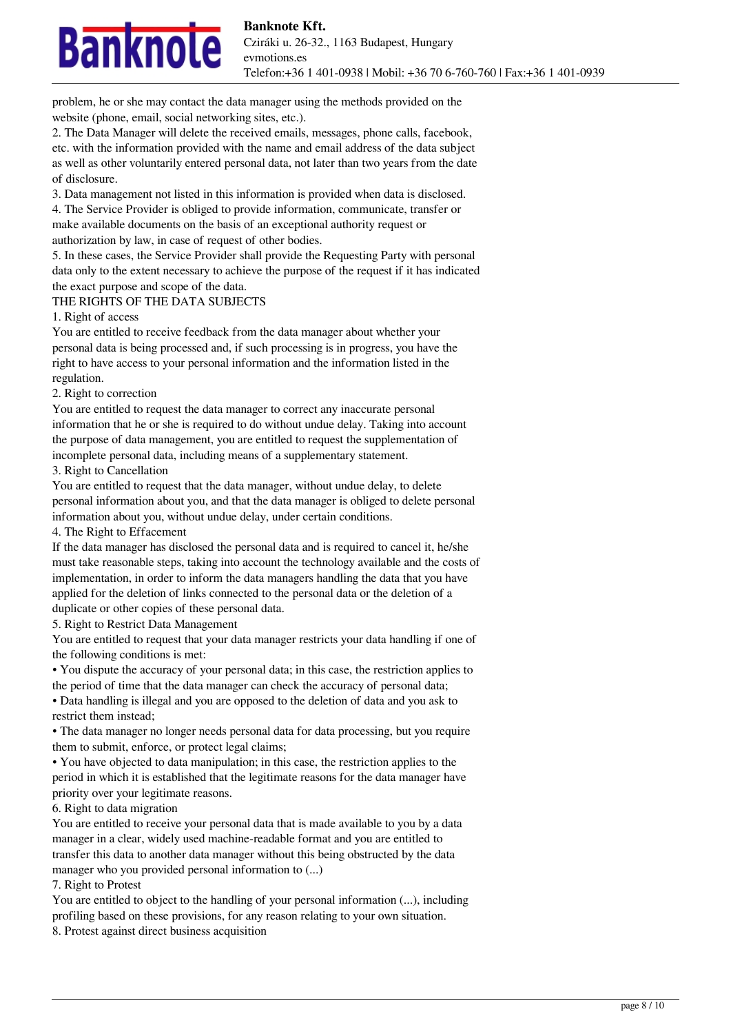problem, he or she may contact the data manager using the methods provided on the website (phone, email, social networking sites, etc.).

2. The Data Manager will delete the received emails, messages, phone calls, facebook, etc. with the information provided with the name and email address of the data subject as well as other voluntarily entered personal data, not later than two years from the date of disclosure.

3. Data management not listed in this information is provided when data is disclosed.

4. The Service Provider is obliged to provide information, communicate, transfer or make available documents on the basis of an exceptional authority request or authorization by law, in case of request of other bodies.

5. In these cases, the Service Provider shall provide the Requesting Party with personal data only to the extent necessary to achieve the purpose of the request if it has indicated the exact purpose and scope of the data.

THE RIGHTS OF THE DATA SUBJECTS

1. Right of access

You are entitled to receive feedback from the data manager about whether your personal data is being processed and, if such processing is in progress, you have the right to have access to your personal information and the information listed in the regulation.

2. Right to correction

You are entitled to request the data manager to correct any inaccurate personal information that he or she is required to do without undue delay. Taking into account the purpose of data management, you are entitled to request the supplementation of incomplete personal data, including means of a supplementary statement.

3. Right to Cancellation

You are entitled to request that the data manager, without undue delay, to delete personal information about you, and that the data manager is obliged to delete personal information about you, without undue delay, under certain conditions.

4. The Right to Effacement

If the data manager has disclosed the personal data and is required to cancel it, he/she must take reasonable steps, taking into account the technology available and the costs of implementation, in order to inform the data managers handling the data that you have applied for the deletion of links connected to the personal data or the deletion of a duplicate or other copies of these personal data.

5. Right to Restrict Data Management

You are entitled to request that your data manager restricts your data handling if one of the following conditions is met:

- You dispute the accuracy of your personal data; in this case, the restriction applies to the period of time that the data manager can check the accuracy of personal data;
- Data handling is illegal and you are opposed to the deletion of data and you ask to restrict them instead;
- The data manager no longer needs personal data for data processing, but you require them to submit, enforce, or protect legal claims;
- You have objected to data manipulation; in this case, the restriction applies to the period in which it is established that the legitimate reasons for the data manager have priority over your legitimate reasons.

6. Right to data migration

You are entitled to receive your personal data that is made available to you by a data manager in a clear, widely used machine-readable format and you are entitled to transfer this data to another data manager without this being obstructed by the data manager who you provided personal information to (...)

7. Right to Protest

You are entitled to object to the handling of your personal information (...), including profiling based on these provisions, for any reason relating to your own situation.

8. Protest against direct business acquisition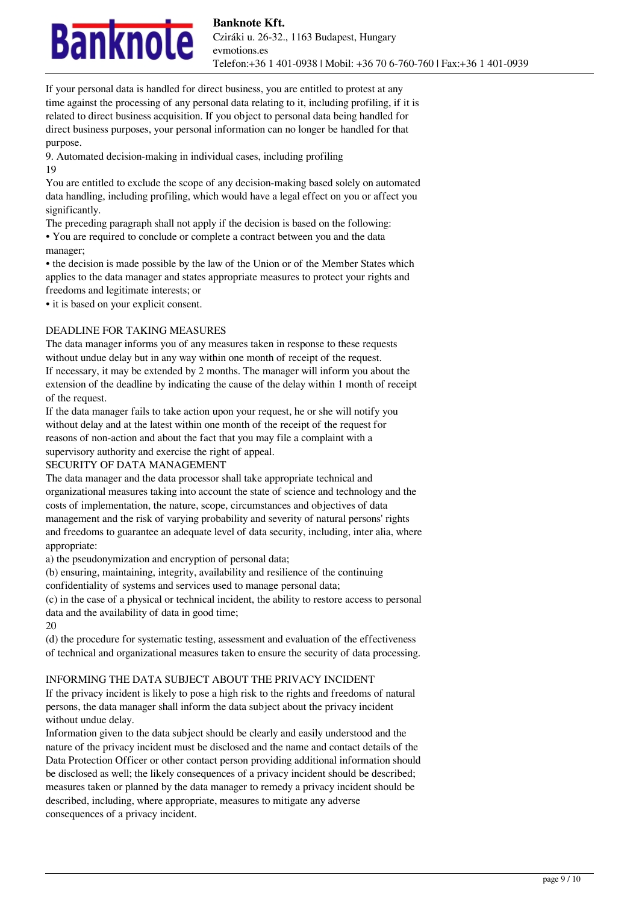If your personal data is handled for direct business, you are entitled to protest at any time against the processing of any personal data relating to it, including profiling, if it is related to direct business acquisition. If you object to personal data being handled for direct business purposes, your personal information can no longer be handled for that purpose.

9. Automated decision-making in individual cases, including profiling

19

You are entitled to exclude the scope of any decision-making based solely on automated data handling, including profiling, which would have a legal effect on you or affect you significantly.

The preceding paragraph shall not apply if the decision is based on the following:

- You are required to conclude or complete a contract between you and the data manager;
- the decision is made possible by the law of the Union or of the Member States which applies to the data manager and states appropriate measures to protect your rights and freedoms and legitimate interests; or
- it is based on your explicit consent.

## DEADLINE FOR TAKING MEASURES

The data manager informs you of any measures taken in response to these requests without undue delay but in any way within one month of receipt of the request.

If necessary, it may be extended by 2 months. The manager will inform you about the extension of the deadline by indicating the cause of the delay within 1 month of receipt of the request.

If the data manager fails to take action upon your request, he or she will notify you without delay and at the latest within one month of the receipt of the request for reasons of non-action and about the fact that you may file a complaint with a supervisory authority and exercise the right of appeal.

## SECURITY OF DATA MANAGEMENT

The data manager and the data processor shall take appropriate technical and organizational measures taking into account the state of science and technology and the costs of implementation, the nature, scope, circumstances and objectives of data management and the risk of varying probability and severity of natural persons' rights and freedoms to guarantee an adequate level of data security, including, inter alia, where appropriate:

a) the pseudonymization and encryption of personal data;

(b) ensuring, maintaining, integrity, availability and resilience of the continuing confidentiality of systems and services used to manage personal data;

(c) in the case of a physical or technical incident, the ability to restore access to personal data and the availability of data in good time;

20

(d) the procedure for systematic testing, assessment and evaluation of the effectiveness of technical and organizational measures taken to ensure the security of data processing.

## INFORMING THE DATA SUBJECT ABOUT THE PRIVACY INCIDENT

If the privacy incident is likely to pose a high risk to the rights and freedoms of natural persons, the data manager shall inform the data subject about the privacy incident without undue delay.

Information given to the data subject should be clearly and easily understood and the nature of the privacy incident must be disclosed and the name and contact details of the Data Protection Officer or other contact person providing additional information should be disclosed as well; the likely consequences of a privacy incident should be described; measures taken or planned by the data manager to remedy a privacy incident should be described, including, where appropriate, measures to mitigate any adverse consequences of a privacy incident.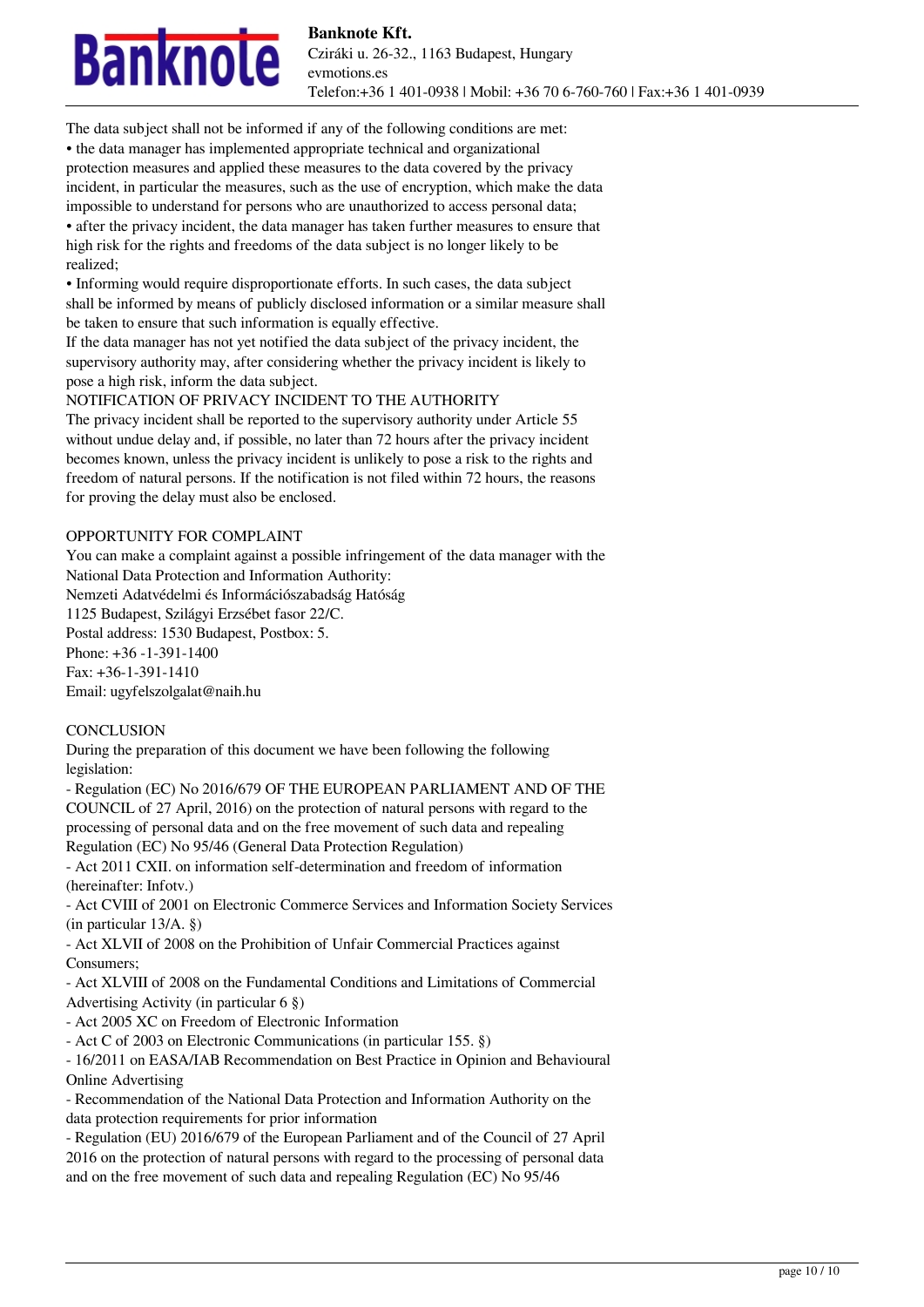The data subject shall not be informed if any of the following conditions are met:

- the data manager has implemented appropriate technical and organizational protection measures and applied these measures to the data covered by the privacy incident, in particular the measures, such as the use of encryption, which make the data impossible to understand for persons who are unauthorized to access personal data;
- after the privacy incident, the data manager has taken further measures to ensure that high risk for the rights and freedoms of the data subject is no longer likely to be realized;
- Informing would require disproportionate efforts. In such cases, the data subject shall be informed by means of publicly disclosed information or a similar measure shall be taken to ensure that such information is equally effective.

If the data manager has not yet notified the data subject of the privacy incident, the supervisory authority may, after considering whether the privacy incident is likely to pose a high risk, inform the data subject.

NOTIFICATION OF PRIVACY INCIDENT TO THE AUTHORITY

The privacy incident shall be reported to the supervisory authority under Article 55 without undue delay and, if possible, no later than 72 hours after the privacy incident becomes known, unless the privacy incident is unlikely to pose a risk to the rights and freedom of natural persons. If the notification is not filed within 72 hours, the reasons for proving the delay must also be enclosed.

OPPORTUNITY FOR COMPLAINT

You can make a complaint against a possible infringement of the data manager with the National Data Protection and Information Authority:
Nemzeti Adatvédelmi és Információszabadság Hatóság
1125 Budapest, Szilágyi Erzsébet fasor 22/C.
Postal address: 1530 Budapest, Postbox: 5.
Phone: +36 -1-391-1400
Fax: +36-1-391-1410
Email: ugyfelszolgalat@naih.hu

CONCLUSION

During the preparation of this document we have been following the following legislation:

- Regulation (EC) No 2016/679 OF THE EUROPEAN PARLIAMENT AND OF THE COUNCIL of 27 April, 2016) on the protection of natural persons with regard to the processing of personal data and on the free movement of such data and repealing Regulation (EC) No 95/46 (General Data Protection Regulation)
- Act 2011 CXII. on information self-determination and freedom of information (hereinafter: Infotv.)
- Act CVIII of 2001 on Electronic Commerce Services and Information Society Services (in particular 13/A. §)
- Act XLVII of 2008 on the Prohibition of Unfair Commercial Practices against Consumers;
- Act XLVIII of 2008 on the Fundamental Conditions and Limitations of Commercial Advertising Activity (in particular 6 §)
- Act 2005 XC on Freedom of Electronic Information
- Act C of 2003 on Electronic Communications (in particular 155. §)
- 16/2011 on EASA/IAB Recommendation on Best Practice in Opinion and Behavioural Online Advertising
- Recommendation of the National Data Protection and Information Authority on the data protection requirements for prior information
- Regulation (EU) 2016/679 of the European Parliament and of the Council of 27 April 2016 on the protection of natural persons with regard to the processing of personal data and on the free movement of such data and repealing Regulation (EC) No 95/46